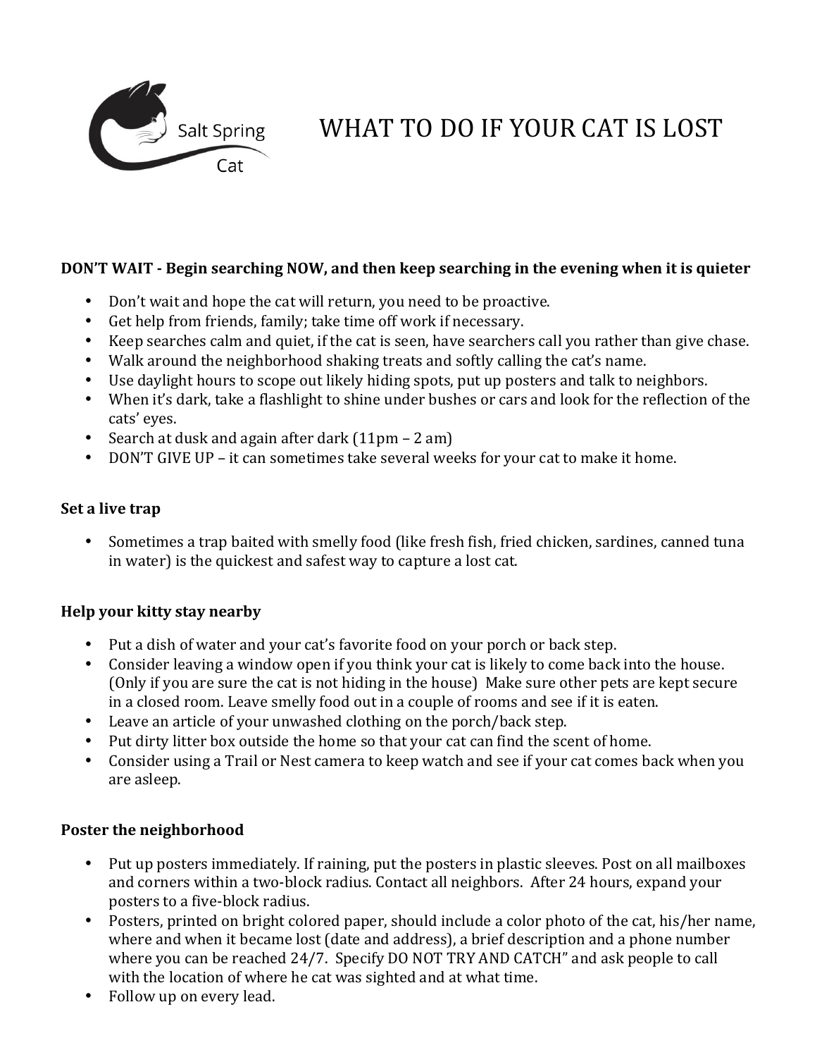Salt Spring Cat

# WHAT TO DO IF YOUR CAT IS LOST

**DON'T WAIT - Begin searching NOW, and then keep searching in the evening when it is quieter**

- Don't wait and hope the cat will return, you need to be proactive.
- Get help from friends, family; take time off work if necessary.
- Keep searches calm and quiet, if the cat is seen, have searchers call you rather than give chase.
- Walk around the neighborhood shaking treats and softly calling the cat's name.
- Use daylight hours to scope out likely hiding spots, put up posters and talk to neighbors.
- When it's dark, take a flashlight to shine under bushes or cars and look for the reflection of the cats' eyes.
- Search at dusk and again after dark (11pm – 2 am)
- DON'T GIVE UP – it can sometimes take several weeks for your cat to make it home.

**Set a live trap**

- Sometimes a trap baited with smelly food (like fresh fish, fried chicken, sardines, canned tuna in water) is the quickest and safest way to capture a lost cat.

**Help your kitty stay nearby**

- Put a dish of water and your cat's favorite food on your porch or back step.
- Consider leaving a window open if you think your cat is likely to come back into the house. (Only if you are sure the cat is not hiding in the house) Make sure other pets are kept secure in a closed room. Leave smelly food out in a couple of rooms and see if it is eaten.
- Leave an article of your unwashed clothing on the porch/back step.
- Put dirty litter box outside the home so that your cat can find the scent of home.
- Consider using a Trail or Nest camera to keep watch and see if your cat comes back when you are asleep.

**Poster the neighborhood**

- Put up posters immediately. If raining, put the posters in plastic sleeves. Post on all mailboxes and corners within a two-block radius. Contact all neighbors. After 24 hours, expand your posters to a five-block radius.
- Posters, printed on bright colored paper, should include a color photo of the cat, his/her name, where and when it became lost (date and address), a brief description and a phone number where you can be reached 24/7. Specify DO NOT TRY AND CATCH" and ask people to call with the location of where he cat was sighted and at what time.
- Follow up on every lead.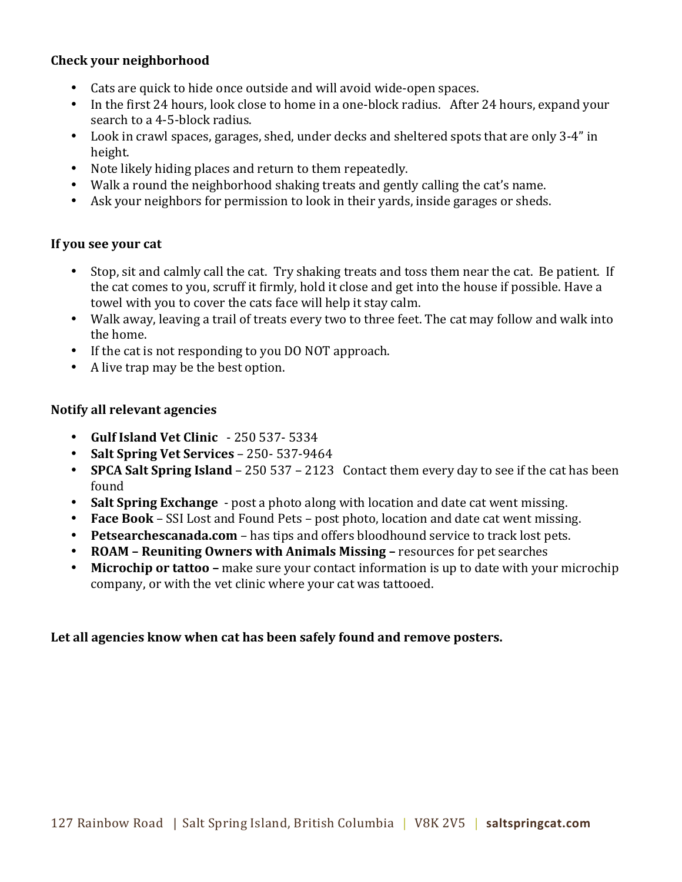**Check your neighborhood**

- Cats are quick to hide once outside and will avoid wide-open spaces.
- In the first 24 hours, look close to home in a one-block radius. After 24 hours, expand your search to a 4-5-block radius.
- Look in crawl spaces, garages, shed, under decks and sheltered spots that are only 3-4" in height.
- Note likely hiding places and return to them repeatedly.
- Walk a round the neighborhood shaking treats and gently calling the cat's name.
- Ask your neighbors for permission to look in their yards, inside garages or sheds.

**If you see your cat**

- Stop, sit and calmly call the cat. Try shaking treats and toss them near the cat. Be patient. If the cat comes to you, scruff it firmly, hold it close and get into the house if possible. Have a towel with you to cover the cats face will help it stay calm.
- Walk away, leaving a trail of treats every two to three feet. The cat may follow and walk into the home.
- If the cat is not responding to you DO NOT approach.
- A live trap may be the best option.

**Notify all relevant agencies**

- **Gulf Island Vet Clinic** - 250 537- 5334
- **Salt Spring Vet Services** – 250- 537-9464
- **SPCA Salt Spring Island** – 250 537 – 2123 Contact them every day to see if the cat has been found
- **Salt Spring Exchange** - post a photo along with location and date cat went missing.
- **Face Book** – SSI Lost and Found Pets – post photo, location and date cat went missing.
- **Petsearchescanada.com** – has tips and offers bloodhound service to track lost pets.
- **ROAM – Reuniting Owners with Animals Missing –** resources for pet searches
- **Microchip or tattoo –** make sure your contact information is up to date with your microchip company, or with the vet clinic where your cat was tattooed.

**Let all agencies know when cat has been safely found and remove posters.**